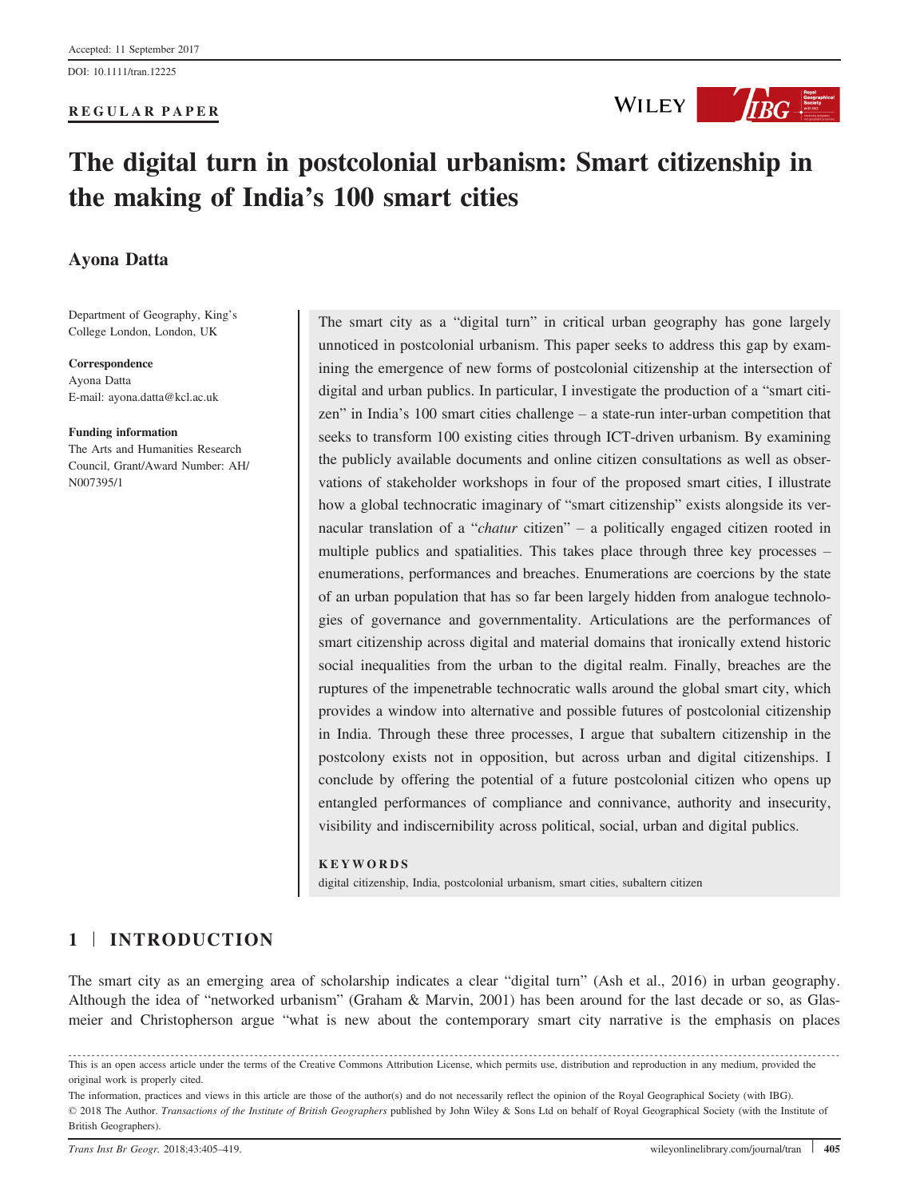Accepted: 11 September 2017

DOI: 10.1111/tran.12225

**REGULAR PAPER**

# The digital turn in postcolonial urbanism: Smart citizenship in the making of India's 100 smart cities

**Ayona Datta**

Department of Geography, King's College London, London, UK

**Correspondence**
Ayona Datta
E-mail: ayona.datta@kcl.ac.uk

**Funding information**
The Arts and Humanities Research Council, Grant/Award Number: AH/N007395/1

The smart city as a "digital turn" in critical urban geography has gone largely unnoticed in postcolonial urbanism. This paper seeks to address this gap by examining the emergence of new forms of postcolonial citizenship at the intersection of digital and urban publics. In particular, I investigate the production of a "smart citizen" in India's 100 smart cities challenge – a state-run inter-urban competition that seeks to transform 100 existing cities through ICT-driven urbanism. By examining the publicly available documents and online citizen consultations as well as observations of stakeholder workshops in four of the proposed smart cities, I illustrate how a global technocratic imaginary of "smart citizenship" exists alongside its vernacular translation of a "*chatur* citizen" – a politically engaged citizen rooted in multiple publics and spatialities. This takes place through three key processes – enumerations, performances and breaches. Enumerations are coercions by the state of an urban population that has so far been largely hidden from analogue technologies of governance and governmentality. Articulations are the performances of smart citizenship across digital and material domains that ironically extend historic social inequalities from the urban to the digital realm. Finally, breaches are the ruptures of the impenetrable technocratic walls around the global smart city, which provides a window into alternative and possible futures of postcolonial citizenship in India. Through these three processes, I argue that subaltern citizenship in the postcolony exists not in opposition, but across urban and digital citizenships. I conclude by offering the potential of a future postcolonial citizen who opens up entangled performances of compliance and connivance, authority and insecurity, visibility and indiscernibility across political, social, urban and digital publics.

**KEYWORDS**
digital citizenship, India, postcolonial urbanism, smart cities, subaltern citizen

## 1 | INTRODUCTION

The smart city as an emerging area of scholarship indicates a clear "digital turn" (Ash et al., 2016) in urban geography. Although the idea of "networked urbanism" (Graham & Marvin, 2001) has been around for the last decade or so, as Glasmeier and Christopherson argue "what is new about the contemporary smart city narrative is the emphasis on places

---

This is an open access article under the terms of the Creative Commons Attribution License, which permits use, distribution and reproduction in any medium, provided the original work is properly cited.

The information, practices and views in this article are those of the author(s) and do not necessarily reflect the opinion of the Royal Geographical Society (with IBG).

© 2018 The Author. *Transactions of the Institute of British Geographers* published by John Wiley & Sons Ltd on behalf of Royal Geographical Society (with the Institute of British Geographers).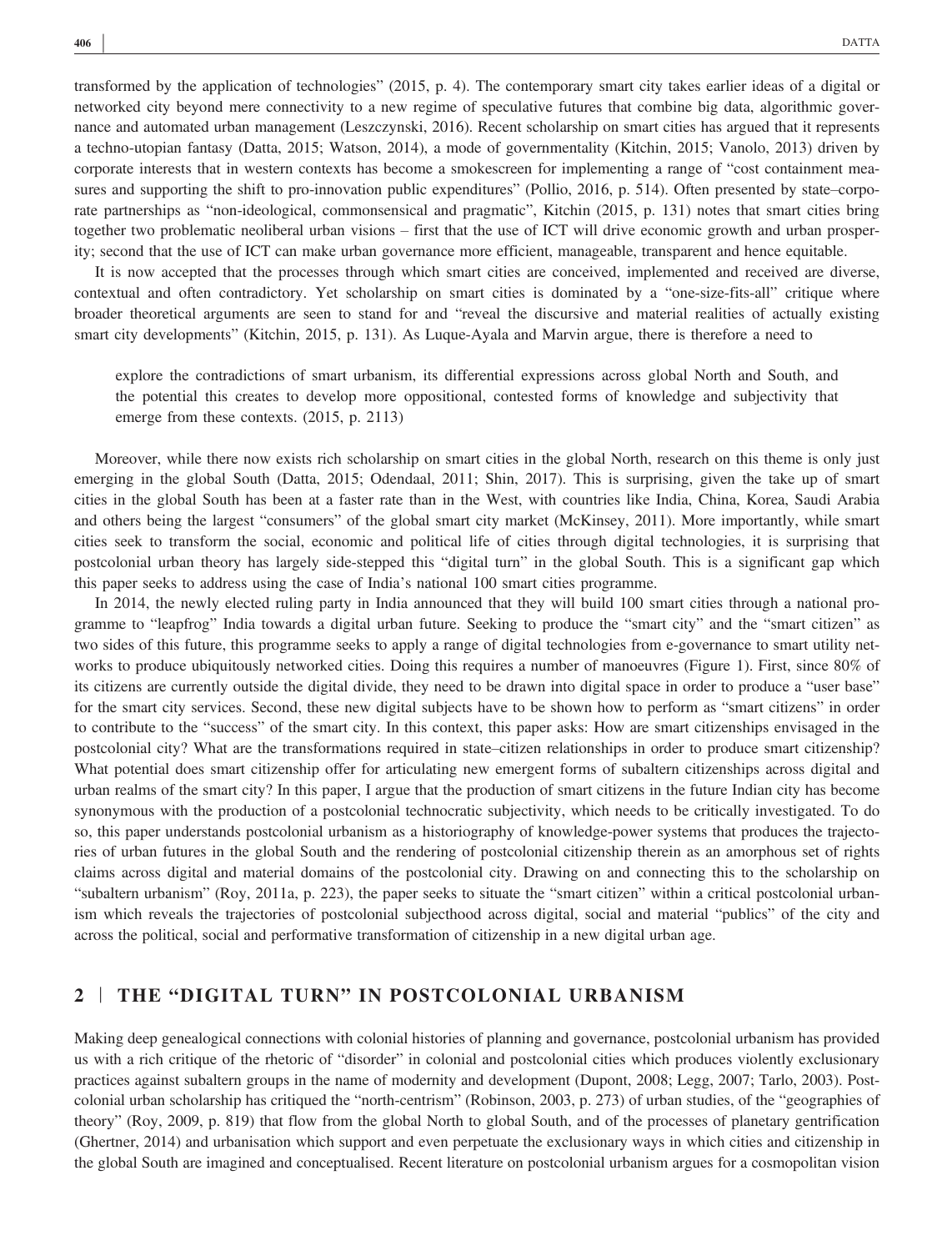transformed by the application of technologies" (2015, p. 4). The contemporary smart city takes earlier ideas of a digital or networked city beyond mere connectivity to a new regime of speculative futures that combine big data, algorithmic governance and automated urban management (Leszczynski, 2016). Recent scholarship on smart cities has argued that it represents a techno-utopian fantasy (Datta, 2015; Watson, 2014), a mode of governmentality (Kitchin, 2015; Vanolo, 2013) driven by corporate interests that in western contexts has become a smokescreen for implementing a range of "cost containment measures and supporting the shift to pro-innovation public expenditures" (Pollio, 2016, p. 514). Often presented by state–corporate partnerships as "non-ideological, commonsensical and pragmatic", Kitchin (2015, p. 131) notes that smart cities bring together two problematic neoliberal urban visions – first that the use of ICT will drive economic growth and urban prosperity; second that the use of ICT can make urban governance more efficient, manageable, transparent and hence equitable.

It is now accepted that the processes through which smart cities are conceived, implemented and received are diverse, contextual and often contradictory. Yet scholarship on smart cities is dominated by a "one-size-fits-all" critique where broader theoretical arguments are seen to stand for and "reveal the discursive and material realities of actually existing smart city developments" (Kitchin, 2015, p. 131). As Luque-Ayala and Marvin argue, there is therefore a need to

> explore the contradictions of smart urbanism, its differential expressions across global North and South, and the potential this creates to develop more oppositional, contested forms of knowledge and subjectivity that emerge from these contexts. (2015, p. 2113)

Moreover, while there now exists rich scholarship on smart cities in the global North, research on this theme is only just emerging in the global South (Datta, 2015; Odendaal, 2011; Shin, 2017). This is surprising, given the take up of smart cities in the global South has been at a faster rate than in the West, with countries like India, China, Korea, Saudi Arabia and others being the largest "consumers" of the global smart city market (McKinsey, 2011). More importantly, while smart cities seek to transform the social, economic and political life of cities through digital technologies, it is surprising that postcolonial urban theory has largely side-stepped this "digital turn" in the global South. This is a significant gap which this paper seeks to address using the case of India's national 100 smart cities programme.

In 2014, the newly elected ruling party in India announced that they will build 100 smart cities through a national programme to "leapfrog" India towards a digital urban future. Seeking to produce the "smart city" and the "smart citizen" as two sides of this future, this programme seeks to apply a range of digital technologies from e-governance to smart utility networks to produce ubiquitously networked cities. Doing this requires a number of manoeuvres (Figure 1). First, since 80% of its citizens are currently outside the digital divide, they need to be drawn into digital space in order to produce a "user base" for the smart city services. Second, these new digital subjects have to be shown how to perform as "smart citizens" in order to contribute to the "success" of the smart city. In this context, this paper asks: How are smart citizenships envisaged in the postcolonial city? What are the transformations required in state–citizen relationships in order to produce smart citizenship? What potential does smart citizenship offer for articulating new emergent forms of subaltern citizenships across digital and urban realms of the smart city? In this paper, I argue that the production of smart citizens in the future Indian city has become synonymous with the production of a postcolonial technocratic subjectivity, which needs to be critically investigated. To do so, this paper understands postcolonial urbanism as a historiography of knowledge-power systems that produces the trajectories of urban futures in the global South and the rendering of postcolonial citizenship therein as an amorphous set of rights claims across digital and material domains of the postcolonial city. Drawing on and connecting this to the scholarship on "subaltern urbanism" (Roy, 2011a, p. 223), the paper seeks to situate the "smart citizen" within a critical postcolonial urbanism which reveals the trajectories of postcolonial subjecthood across digital, social and material "publics" of the city and across the political, social and performative transformation of citizenship in a new digital urban age.

## 2 | THE "DIGITAL TURN" IN POSTCOLONIAL URBANISM

Making deep genealogical connections with colonial histories of planning and governance, postcolonial urbanism has provided us with a rich critique of the rhetoric of "disorder" in colonial and postcolonial cities which produces violently exclusionary practices against subaltern groups in the name of modernity and development (Dupont, 2008; Legg, 2007; Tarlo, 2003). Postcolonial urban scholarship has critiqued the "north-centrism" (Robinson, 2003, p. 273) of urban studies, of the "geographies of theory" (Roy, 2009, p. 819) that flow from the global North to global South, and of the processes of planetary gentrification (Ghertner, 2014) and urbanisation which support and even perpetuate the exclusionary ways in which cities and citizenship in the global South are imagined and conceptualised. Recent literature on postcolonial urbanism argues for a cosmopolitan vision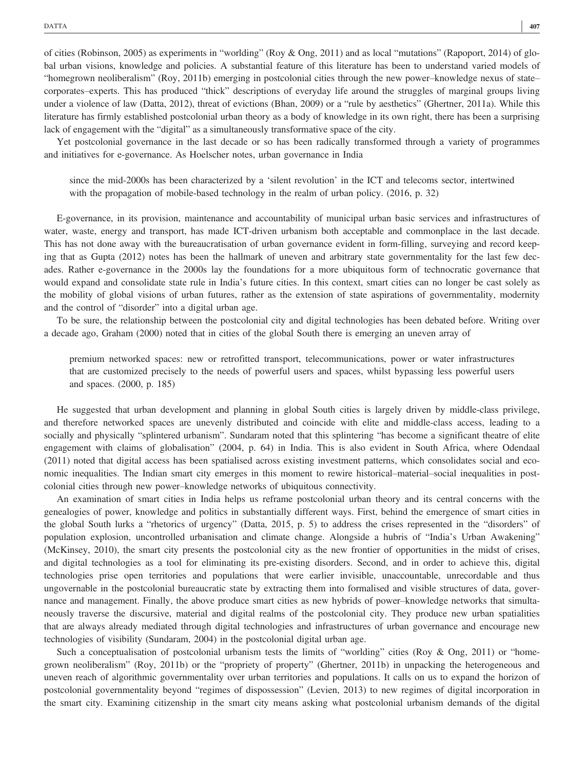of cities (Robinson, 2005) as experiments in "worlding" (Roy & Ong, 2011) and as local "mutations" (Rapoport, 2014) of global urban visions, knowledge and policies. A substantial feature of this literature has been to understand varied models of "homegrown neoliberalism" (Roy, 2011b) emerging in postcolonial cities through the new power–knowledge nexus of state–corporates–experts. This has produced "thick" descriptions of everyday life around the struggles of marginal groups living under a violence of law (Datta, 2012), threat of evictions (Bhan, 2009) or a "rule by aesthetics" (Ghertner, 2011a). While this literature has firmly established postcolonial urban theory as a body of knowledge in its own right, there has been a surprising lack of engagement with the "digital" as a simultaneously transformative space of the city.

Yet postcolonial governance in the last decade or so has been radically transformed through a variety of programmes and initiatives for e-governance. As Hoelscher notes, urban governance in India

> since the mid-2000s has been characterized by a 'silent revolution' in the ICT and telecoms sector, intertwined with the propagation of mobile-based technology in the realm of urban policy. (2016, p. 32)

E-governance, in its provision, maintenance and accountability of municipal urban basic services and infrastructures of water, waste, energy and transport, has made ICT-driven urbanism both acceptable and commonplace in the last decade. This has not done away with the bureaucratisation of urban governance evident in form-filling, surveying and record keeping that as Gupta (2012) notes has been the hallmark of uneven and arbitrary state governmentality for the last few decades. Rather e-governance in the 2000s lay the foundations for a more ubiquitous form of technocratic governance that would expand and consolidate state rule in India's future cities. In this context, smart cities can no longer be cast solely as the mobility of global visions of urban futures, rather as the extension of state aspirations of governmentality, modernity and the control of "disorder" into a digital urban age.

To be sure, the relationship between the postcolonial city and digital technologies has been debated before. Writing over a decade ago, Graham (2000) noted that in cities of the global South there is emerging an uneven array of

> premium networked spaces: new or retrofitted transport, telecommunications, power or water infrastructures that are customized precisely to the needs of powerful users and spaces, whilst bypassing less powerful users and spaces. (2000, p. 185)

He suggested that urban development and planning in global South cities is largely driven by middle-class privilege, and therefore networked spaces are unevenly distributed and coincide with elite and middle-class access, leading to a socially and physically "splintered urbanism". Sundaram noted that this splintering "has become a significant theatre of elite engagement with claims of globalisation" (2004, p. 64) in India. This is also evident in South Africa, where Odendaal (2011) noted that digital access has been spatialised across existing investment patterns, which consolidates social and economic inequalities. The Indian smart city emerges in this moment to rewire historical–material–social inequalities in postcolonial cities through new power–knowledge networks of ubiquitous connectivity.

An examination of smart cities in India helps us reframe postcolonial urban theory and its central concerns with the genealogies of power, knowledge and politics in substantially different ways. First, behind the emergence of smart cities in the global South lurks a "rhetorics of urgency" (Datta, 2015, p. 5) to address the crises represented in the "disorders" of population explosion, uncontrolled urbanisation and climate change. Alongside a hubris of "India's Urban Awakening" (McKinsey, 2010), the smart city presents the postcolonial city as the new frontier of opportunities in the midst of crises, and digital technologies as a tool for eliminating its pre-existing disorders. Second, and in order to achieve this, digital technologies prise open territories and populations that were earlier invisible, unaccountable, unrecordable and thus ungovernable in the postcolonial bureaucratic state by extracting them into formalised and visible structures of data, governance and management. Finally, the above produce smart cities as new hybrids of power–knowledge networks that simultaneously traverse the discursive, material and digital realms of the postcolonial city. They produce new urban spatialities that are always already mediated through digital technologies and infrastructures of urban governance and encourage new technologies of visibility (Sundaram, 2004) in the postcolonial digital urban age.

Such a conceptualisation of postcolonial urbanism tests the limits of "worlding" cities (Roy & Ong, 2011) or "homegrown neoliberalism" (Roy, 2011b) or the "propriety of property" (Ghertner, 2011b) in unpacking the heterogeneous and uneven reach of algorithmic governmentality over urban territories and populations. It calls on us to expand the horizon of postcolonial governmentality beyond "regimes of dispossession" (Levien, 2013) to new regimes of digital incorporation in the smart city. Examining citizenship in the smart city means asking what postcolonial urbanism demands of the digital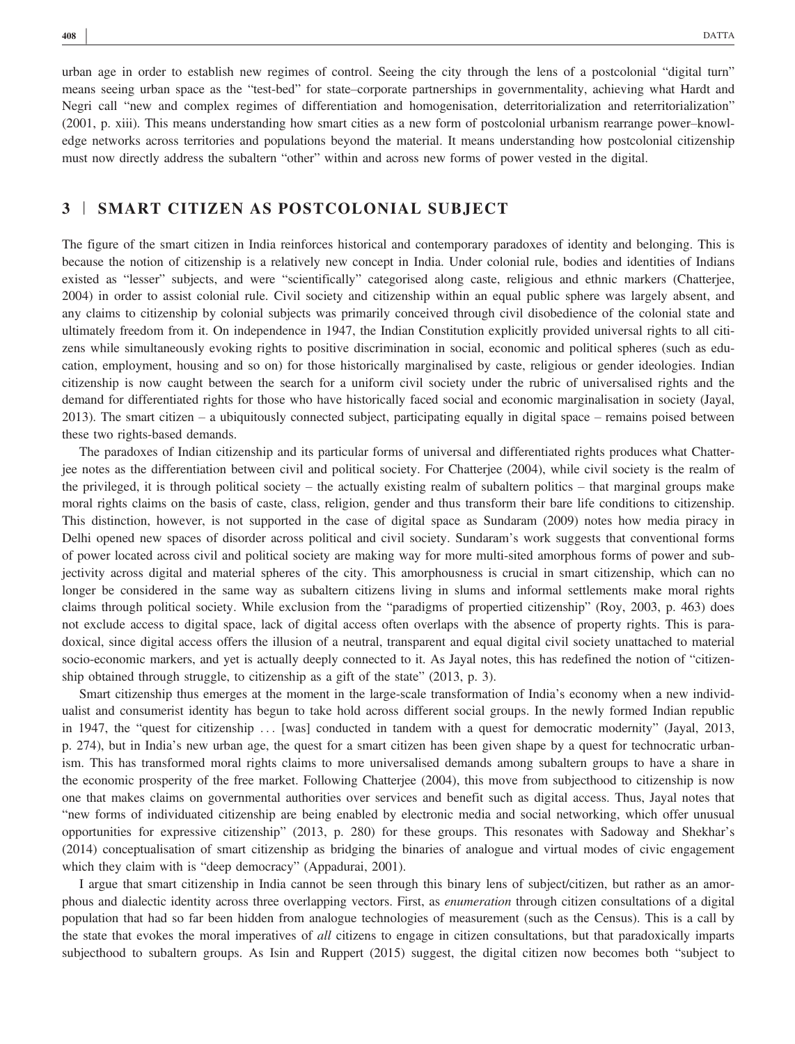urban age in order to establish new regimes of control. Seeing the city through the lens of a postcolonial "digital turn" means seeing urban space as the "test-bed" for state–corporate partnerships in governmentality, achieving what Hardt and Negri call "new and complex regimes of differentiation and homogenisation, deterritorialization and reterritorialization" (2001, p. xiii). This means understanding how smart cities as a new form of postcolonial urbanism rearrange power–knowledge networks across territories and populations beyond the material. It means understanding how postcolonial citizenship must now directly address the subaltern "other" within and across new forms of power vested in the digital.

## 3 | SMART CITIZEN AS POSTCOLONIAL SUBJECT

The figure of the smart citizen in India reinforces historical and contemporary paradoxes of identity and belonging. This is because the notion of citizenship is a relatively new concept in India. Under colonial rule, bodies and identities of Indians existed as "lesser" subjects, and were "scientifically" categorised along caste, religious and ethnic markers (Chatterjee, 2004) in order to assist colonial rule. Civil society and citizenship within an equal public sphere was largely absent, and any claims to citizenship by colonial subjects was primarily conceived through civil disobedience of the colonial state and ultimately freedom from it. On independence in 1947, the Indian Constitution explicitly provided universal rights to all citizens while simultaneously evoking rights to positive discrimination in social, economic and political spheres (such as education, employment, housing and so on) for those historically marginalised by caste, religious or gender ideologies. Indian citizenship is now caught between the search for a uniform civil society under the rubric of universalised rights and the demand for differentiated rights for those who have historically faced social and economic marginalisation in society (Jayal, 2013). The smart citizen – a ubiquitously connected subject, participating equally in digital space – remains poised between these two rights-based demands.

The paradoxes of Indian citizenship and its particular forms of universal and differentiated rights produces what Chatterjee notes as the differentiation between civil and political society. For Chatterjee (2004), while civil society is the realm of the privileged, it is through political society – the actually existing realm of subaltern politics – that marginal groups make moral rights claims on the basis of caste, class, religion, gender and thus transform their bare life conditions to citizenship. This distinction, however, is not supported in the case of digital space as Sundaram (2009) notes how media piracy in Delhi opened new spaces of disorder across political and civil society. Sundaram's work suggests that conventional forms of power located across civil and political society are making way for more multi-sited amorphous forms of power and subjectivity across digital and material spheres of the city. This amorphousness is crucial in smart citizenship, which can no longer be considered in the same way as subaltern citizens living in slums and informal settlements make moral rights claims through political society. While exclusion from the "paradigms of propertied citizenship" (Roy, 2003, p. 463) does not exclude access to digital space, lack of digital access often overlaps with the absence of property rights. This is paradoxical, since digital access offers the illusion of a neutral, transparent and equal digital civil society unattached to material socio-economic markers, and yet is actually deeply connected to it. As Jayal notes, this has redefined the notion of "citizenship obtained through struggle, to citizenship as a gift of the state" (2013, p. 3).

Smart citizenship thus emerges at the moment in the large-scale transformation of India's economy when a new individualist and consumerist identity has begun to take hold across different social groups. In the newly formed Indian republic in 1947, the "quest for citizenship … [was] conducted in tandem with a quest for democratic modernity" (Jayal, 2013, p. 274), but in India's new urban age, the quest for a smart citizen has been given shape by a quest for technocratic urbanism. This has transformed moral rights claims to more universalised demands among subaltern groups to have a share in the economic prosperity of the free market. Following Chatterjee (2004), this move from subjecthood to citizenship is now one that makes claims on governmental authorities over services and benefit such as digital access. Thus, Jayal notes that "new forms of individuated citizenship are being enabled by electronic media and social networking, which offer unusual opportunities for expressive citizenship" (2013, p. 280) for these groups. This resonates with Sadoway and Shekhar's (2014) conceptualisation of smart citizenship as bridging the binaries of analogue and virtual modes of civic engagement which they claim with is "deep democracy" (Appadurai, 2001).

I argue that smart citizenship in India cannot be seen through this binary lens of subject/citizen, but rather as an amorphous and dialectic identity across three overlapping vectors. First, as *enumeration* through citizen consultations of a digital population that had so far been hidden from analogue technologies of measurement (such as the Census). This is a call by the state that evokes the moral imperatives of *all* citizens to engage in citizen consultations, but that paradoxically imparts subjecthood to subaltern groups. As Isin and Ruppert (2015) suggest, the digital citizen now becomes both "subject to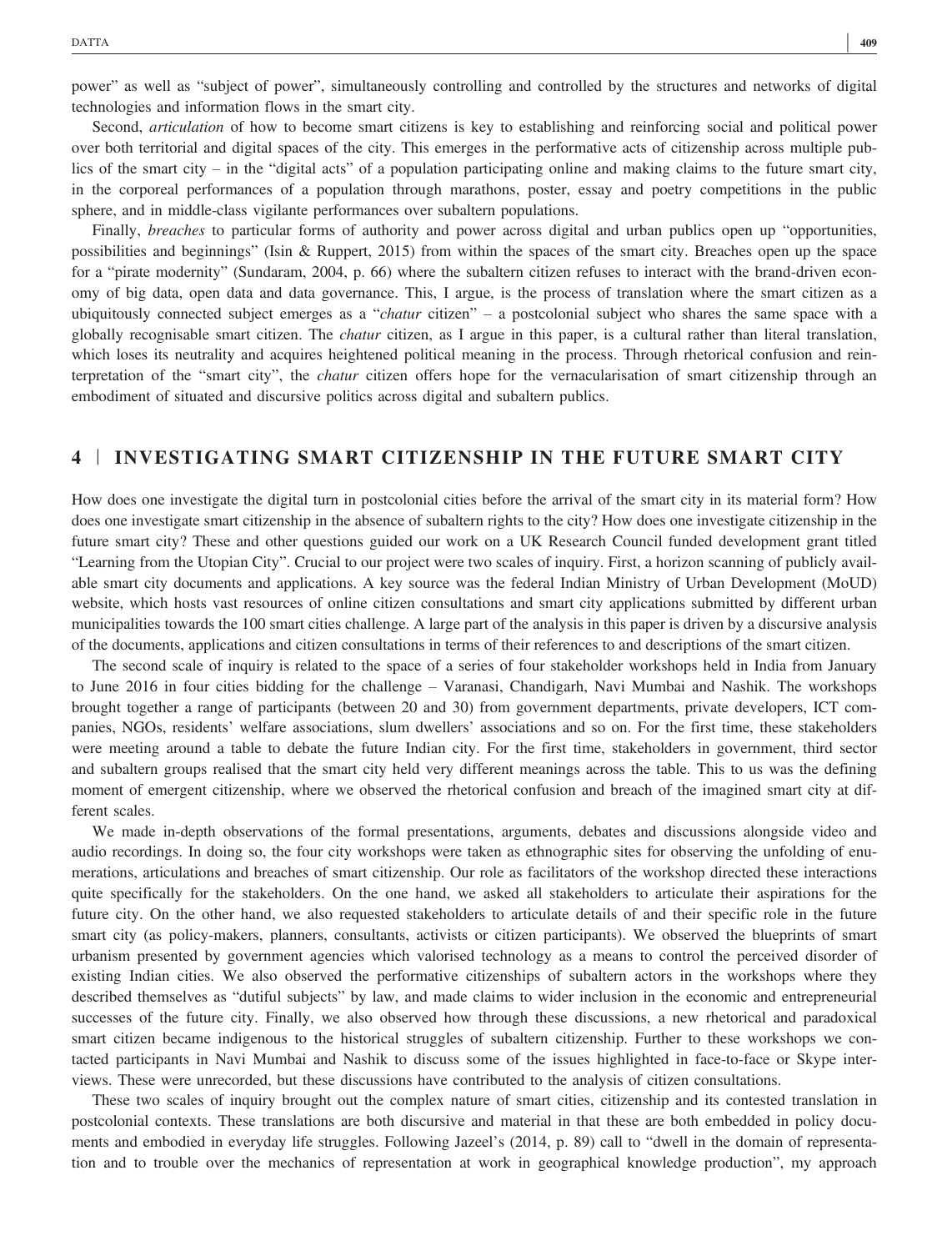power" as well as "subject of power", simultaneously controlling and controlled by the structures and networks of digital technologies and information flows in the smart city.

Second, *articulation* of how to become smart citizens is key to establishing and reinforcing social and political power over both territorial and digital spaces of the city. This emerges in the performative acts of citizenship across multiple publics of the smart city – in the "digital acts" of a population participating online and making claims to the future smart city, in the corporeal performances of a population through marathons, poster, essay and poetry competitions in the public sphere, and in middle-class vigilante performances over subaltern populations.

Finally, *breaches* to particular forms of authority and power across digital and urban publics open up "opportunities, possibilities and beginnings" (Isin & Ruppert, 2015) from within the spaces of the smart city. Breaches open up the space for a "pirate modernity" (Sundaram, 2004, p. 66) where the subaltern citizen refuses to interact with the brand-driven economy of big data, open data and data governance. This, I argue, is the process of translation where the smart citizen as a ubiquitously connected subject emerges as a "*chatur* citizen" – a postcolonial subject who shares the same space with a globally recognisable smart citizen. The *chatur* citizen, as I argue in this paper, is a cultural rather than literal translation, which loses its neutrality and acquires heightened political meaning in the process. Through rhetorical confusion and reinterpretation of the "smart city", the *chatur* citizen offers hope for the vernacularisation of smart citizenship through an embodiment of situated and discursive politics across digital and subaltern publics.

## 4 | INVESTIGATING SMART CITIZENSHIP IN THE FUTURE SMART CITY

How does one investigate the digital turn in postcolonial cities before the arrival of the smart city in its material form? How does one investigate smart citizenship in the absence of subaltern rights to the city? How does one investigate citizenship in the future smart city? These and other questions guided our work on a UK Research Council funded development grant titled "Learning from the Utopian City". Crucial to our project were two scales of inquiry. First, a horizon scanning of publicly available smart city documents and applications. A key source was the federal Indian Ministry of Urban Development (MoUD) website, which hosts vast resources of online citizen consultations and smart city applications submitted by different urban municipalities towards the 100 smart cities challenge. A large part of the analysis in this paper is driven by a discursive analysis of the documents, applications and citizen consultations in terms of their references to and descriptions of the smart citizen.

The second scale of inquiry is related to the space of a series of four stakeholder workshops held in India from January to June 2016 in four cities bidding for the challenge – Varanasi, Chandigarh, Navi Mumbai and Nashik. The workshops brought together a range of participants (between 20 and 30) from government departments, private developers, ICT companies, NGOs, residents' welfare associations, slum dwellers' associations and so on. For the first time, these stakeholders were meeting around a table to debate the future Indian city. For the first time, stakeholders in government, third sector and subaltern groups realised that the smart city held very different meanings across the table. This to us was the defining moment of emergent citizenship, where we observed the rhetorical confusion and breach of the imagined smart city at different scales.

We made in-depth observations of the formal presentations, arguments, debates and discussions alongside video and audio recordings. In doing so, the four city workshops were taken as ethnographic sites for observing the unfolding of enumerations, articulations and breaches of smart citizenship. Our role as facilitators of the workshop directed these interactions quite specifically for the stakeholders. On the one hand, we asked all stakeholders to articulate their aspirations for the future city. On the other hand, we also requested stakeholders to articulate details of and their specific role in the future smart city (as policy-makers, planners, consultants, activists or citizen participants). We observed the blueprints of smart urbanism presented by government agencies which valorised technology as a means to control the perceived disorder of existing Indian cities. We also observed the performative citizenships of subaltern actors in the workshops where they described themselves as "dutiful subjects" by law, and made claims to wider inclusion in the economic and entrepreneurial successes of the future city. Finally, we also observed how through these discussions, a new rhetorical and paradoxical smart citizen became indigenous to the historical struggles of subaltern citizenship. Further to these workshops we contacted participants in Navi Mumbai and Nashik to discuss some of the issues highlighted in face-to-face or Skype interviews. These were unrecorded, but these discussions have contributed to the analysis of citizen consultations.

These two scales of inquiry brought out the complex nature of smart cities, citizenship and its contested translation in postcolonial contexts. These translations are both discursive and material in that these are both embedded in policy documents and embodied in everyday life struggles. Following Jazeel's (2014, p. 89) call to "dwell in the domain of representation and to trouble over the mechanics of representation at work in geographical knowledge production", my approach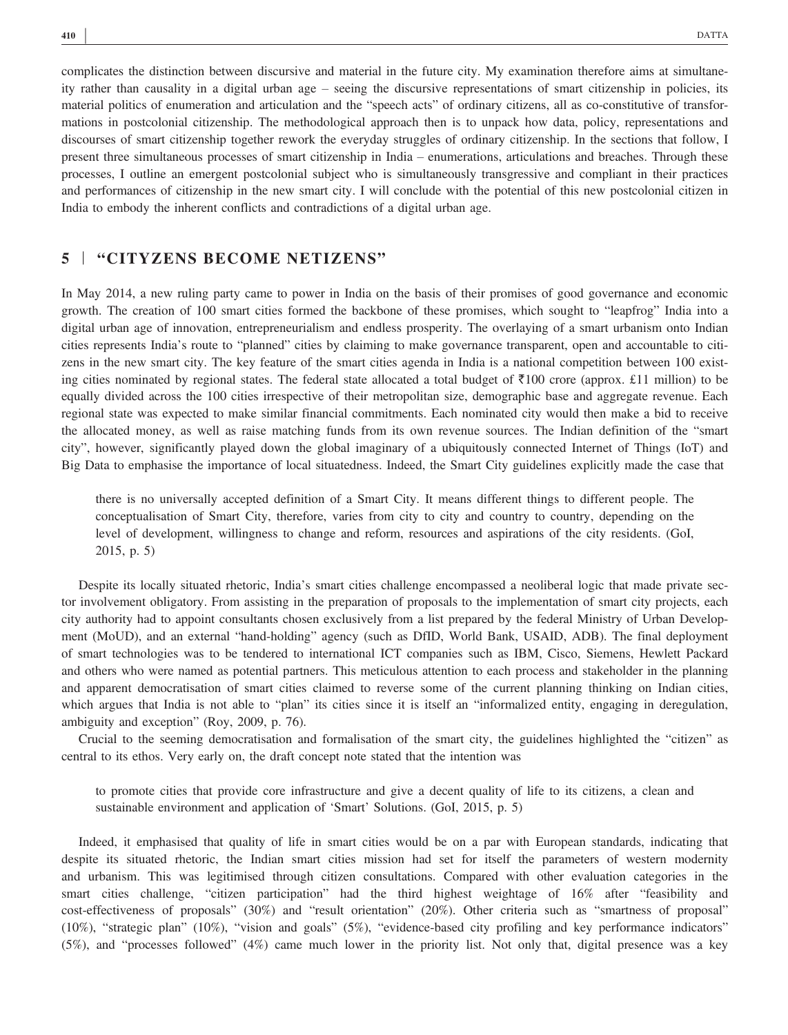complicates the distinction between discursive and material in the future city. My examination therefore aims at simultaneity rather than causality in a digital urban age – seeing the discursive representations of smart citizenship in policies, its material politics of enumeration and articulation and the "speech acts" of ordinary citizens, all as co-constitutive of transformations in postcolonial citizenship. The methodological approach then is to unpack how data, policy, representations and discourses of smart citizenship together rework the everyday struggles of ordinary citizenship. In the sections that follow, I present three simultaneous processes of smart citizenship in India – enumerations, articulations and breaches. Through these processes, I outline an emergent postcolonial subject who is simultaneously transgressive and compliant in their practices and performances of citizenship in the new smart city. I will conclude with the potential of this new postcolonial citizen in India to embody the inherent conflicts and contradictions of a digital urban age.

## 5 | "CITYZENS BECOME NETIZENS"

In May 2014, a new ruling party came to power in India on the basis of their promises of good governance and economic growth. The creation of 100 smart cities formed the backbone of these promises, which sought to "leapfrog" India into a digital urban age of innovation, entrepreneurialism and endless prosperity. The overlaying of a smart urbanism onto Indian cities represents India's route to "planned" cities by claiming to make governance transparent, open and accountable to citizens in the new smart city. The key feature of the smart cities agenda in India is a national competition between 100 existing cities nominated by regional states. The federal state allocated a total budget of ₹100 crore (approx. £11 million) to be equally divided across the 100 cities irrespective of their metropolitan size, demographic base and aggregate revenue. Each regional state was expected to make similar financial commitments. Each nominated city would then make a bid to receive the allocated money, as well as raise matching funds from its own revenue sources. The Indian definition of the "smart city", however, significantly played down the global imaginary of a ubiquitously connected Internet of Things (IoT) and Big Data to emphasise the importance of local situatedness. Indeed, the Smart City guidelines explicitly made the case that

> there is no universally accepted definition of a Smart City. It means different things to different people. The conceptualisation of Smart City, therefore, varies from city to city and country to country, depending on the level of development, willingness to change and reform, resources and aspirations of the city residents. (GoI, 2015, p. 5)

Despite its locally situated rhetoric, India's smart cities challenge encompassed a neoliberal logic that made private sector involvement obligatory. From assisting in the preparation of proposals to the implementation of smart city projects, each city authority had to appoint consultants chosen exclusively from a list prepared by the federal Ministry of Urban Development (MoUD), and an external "hand-holding" agency (such as DfID, World Bank, USAID, ADB). The final deployment of smart technologies was to be tendered to international ICT companies such as IBM, Cisco, Siemens, Hewlett Packard and others who were named as potential partners. This meticulous attention to each process and stakeholder in the planning and apparent democratisation of smart cities claimed to reverse some of the current planning thinking on Indian cities, which argues that India is not able to "plan" its cities since it is itself an "informalized entity, engaging in deregulation, ambiguity and exception" (Roy, 2009, p. 76).

Crucial to the seeming democratisation and formalisation of the smart city, the guidelines highlighted the "citizen" as central to its ethos. Very early on, the draft concept note stated that the intention was

> to promote cities that provide core infrastructure and give a decent quality of life to its citizens, a clean and sustainable environment and application of 'Smart' Solutions. (GoI, 2015, p. 5)

Indeed, it emphasised that quality of life in smart cities would be on a par with European standards, indicating that despite its situated rhetoric, the Indian smart cities mission had set for itself the parameters of western modernity and urbanism. This was legitimised through citizen consultations. Compared with other evaluation categories in the smart cities challenge, "citizen participation" had the third highest weightage of 16% after "feasibility and cost-effectiveness of proposals" (30%) and "result orientation" (20%). Other criteria such as "smartness of proposal" (10%), "strategic plan" (10%), "vision and goals" (5%), "evidence-based city profiling and key performance indicators" (5%), and "processes followed" (4%) came much lower in the priority list. Not only that, digital presence was a key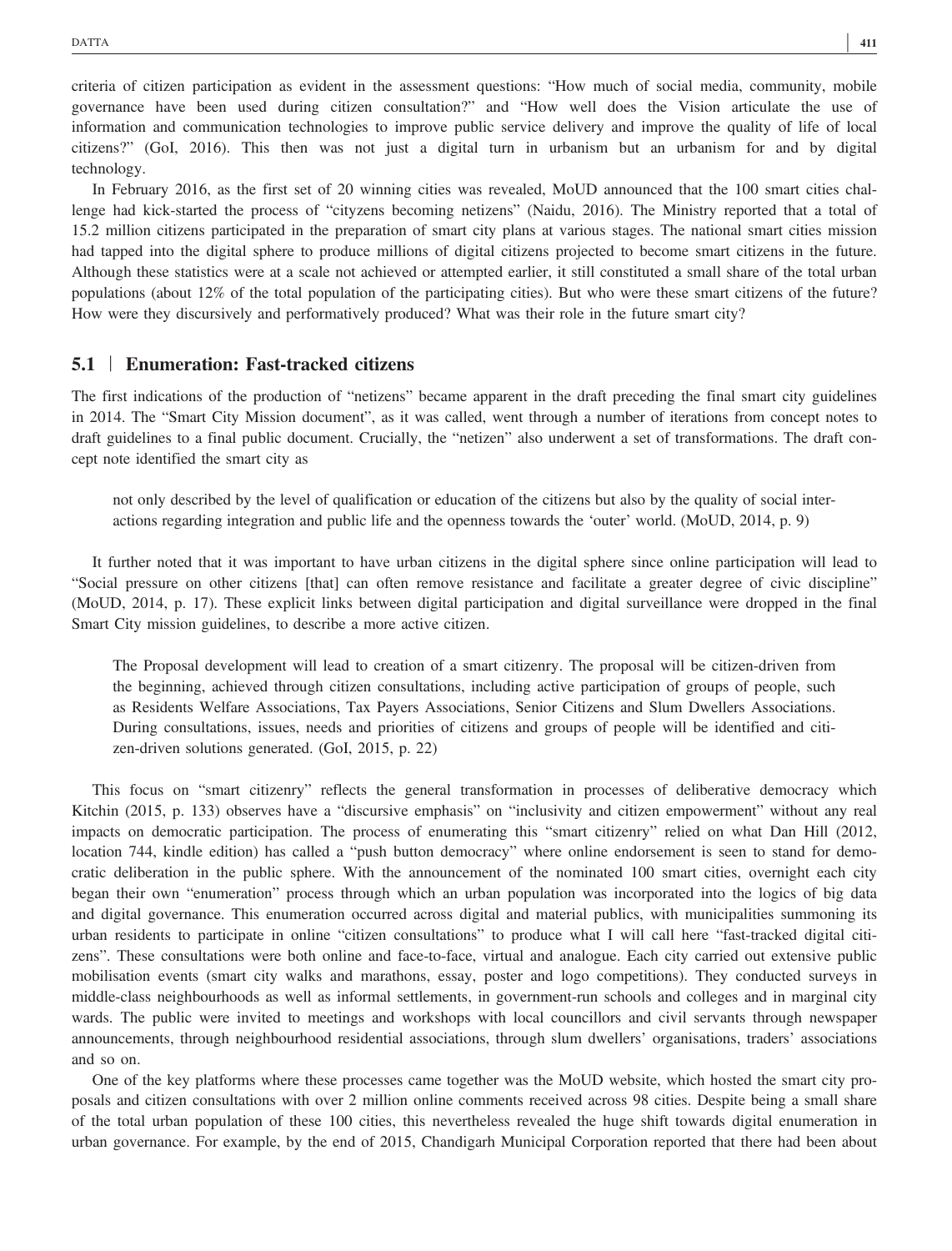criteria of citizen participation as evident in the assessment questions: "How much of social media, community, mobile governance have been used during citizen consultation?" and "How well does the Vision articulate the use of information and communication technologies to improve public service delivery and improve the quality of life of local citizens?" (GoI, 2016). This then was not just a digital turn in urbanism but an urbanism for and by digital technology.

In February 2016, as the first set of 20 winning cities was revealed, MoUD announced that the 100 smart cities challenge had kick-started the process of "cityzens becoming netizens" (Naidu, 2016). The Ministry reported that a total of 15.2 million citizens participated in the preparation of smart city plans at various stages. The national smart cities mission had tapped into the digital sphere to produce millions of digital citizens projected to become smart citizens in the future. Although these statistics were at a scale not achieved or attempted earlier, it still constituted a small share of the total urban populations (about 12% of the total population of the participating cities). But who were these smart citizens of the future? How were they discursively and performatively produced? What was their role in the future smart city?

## 5.1 | Enumeration: Fast-tracked citizens

The first indications of the production of "netizens" became apparent in the draft preceding the final smart city guidelines in 2014. The "Smart City Mission document", as it was called, went through a number of iterations from concept notes to draft guidelines to a final public document. Crucially, the "netizen" also underwent a set of transformations. The draft concept note identified the smart city as

> not only described by the level of qualification or education of the citizens but also by the quality of social interactions regarding integration and public life and the openness towards the 'outer' world. (MoUD, 2014, p. 9)

It further noted that it was important to have urban citizens in the digital sphere since online participation will lead to "Social pressure on other citizens [that] can often remove resistance and facilitate a greater degree of civic discipline" (MoUD, 2014, p. 17). These explicit links between digital participation and digital surveillance were dropped in the final Smart City mission guidelines, to describe a more active citizen.

> The Proposal development will lead to creation of a smart citizenry. The proposal will be citizen-driven from the beginning, achieved through citizen consultations, including active participation of groups of people, such as Residents Welfare Associations, Tax Payers Associations, Senior Citizens and Slum Dwellers Associations. During consultations, issues, needs and priorities of citizens and groups of people will be identified and citizen-driven solutions generated. (GoI, 2015, p. 22)

This focus on "smart citizenry" reflects the general transformation in processes of deliberative democracy which Kitchin (2015, p. 133) observes have a "discursive emphasis" on "inclusivity and citizen empowerment" without any real impacts on democratic participation. The process of enumerating this "smart citizenry" relied on what Dan Hill (2012, location 744, kindle edition) has called a "push button democracy" where online endorsement is seen to stand for democratic deliberation in the public sphere. With the announcement of the nominated 100 smart cities, overnight each city began their own "enumeration" process through which an urban population was incorporated into the logics of big data and digital governance. This enumeration occurred across digital and material publics, with municipalities summoning its urban residents to participate in online "citizen consultations" to produce what I will call here "fast-tracked digital citizens". These consultations were both online and face-to-face, virtual and analogue. Each city carried out extensive public mobilisation events (smart city walks and marathons, essay, poster and logo competitions). They conducted surveys in middle-class neighbourhoods as well as informal settlements, in government-run schools and colleges and in marginal city wards. The public were invited to meetings and workshops with local councillors and civil servants through newspaper announcements, through neighbourhood residential associations, through slum dwellers' organisations, traders' associations and so on.

One of the key platforms where these processes came together was the MoUD website, which hosted the smart city proposals and citizen consultations with over 2 million online comments received across 98 cities. Despite being a small share of the total urban population of these 100 cities, this nevertheless revealed the huge shift towards digital enumeration in urban governance. For example, by the end of 2015, Chandigarh Municipal Corporation reported that there had been about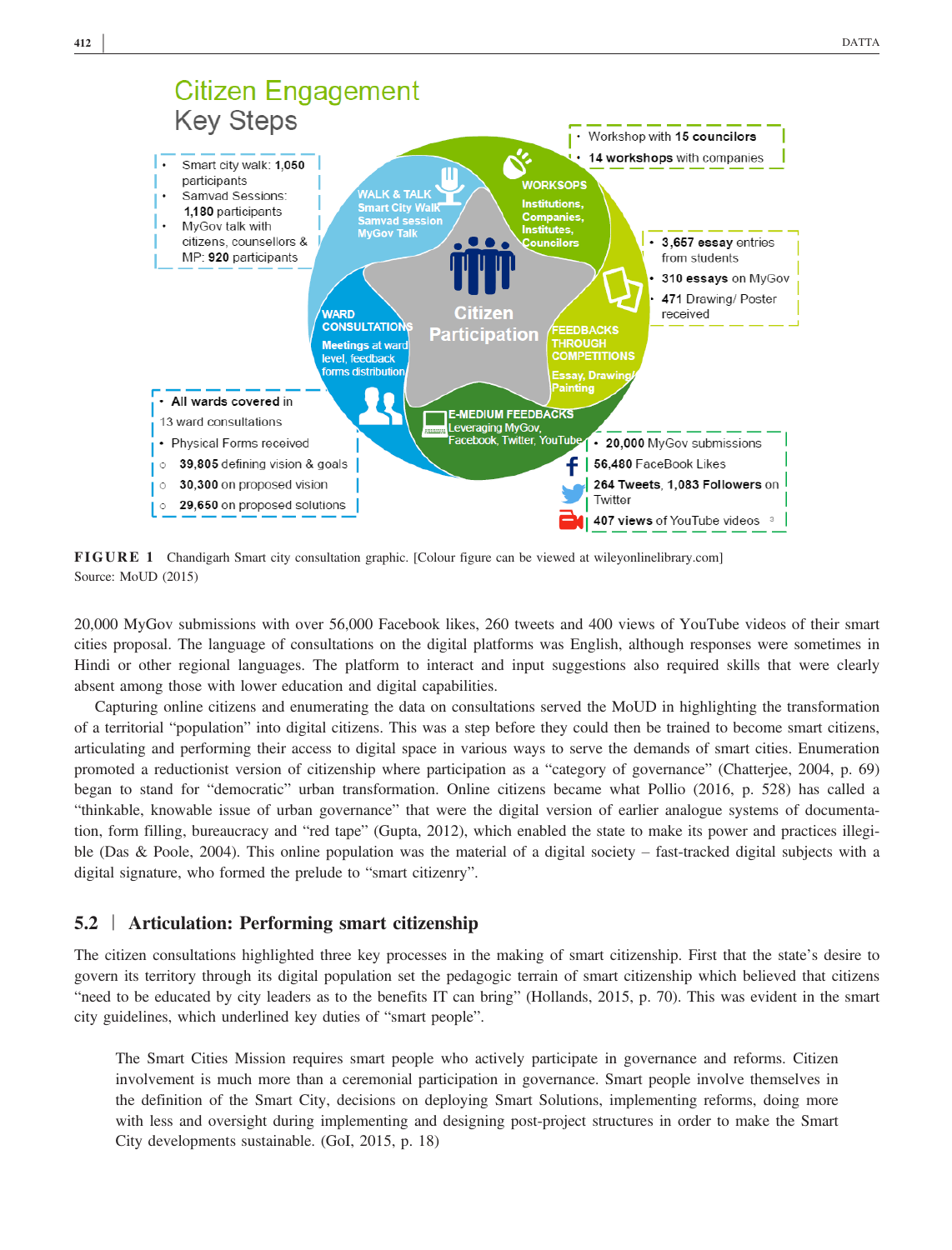FIGURE 1 Chandigarh Smart city consultation graphic. [Colour figure can be viewed at wileyonlinelibrary.com]
Source: MoUD (2015)

20,000 MyGov submissions with over 56,000 Facebook likes, 260 tweets and 400 views of YouTube videos of their smart cities proposal. The language of consultations on the digital platforms was English, although responses were sometimes in Hindi or other regional languages. The platform to interact and input suggestions also required skills that were clearly absent among those with lower education and digital capabilities.

Capturing online citizens and enumerating the data on consultations served the MoUD in highlighting the transformation of a territorial "population" into digital citizens. This was a step before they could then be trained to become smart citizens, articulating and performing their access to digital space in various ways to serve the demands of smart cities. Enumeration promoted a reductionist version of citizenship where participation as a "category of governance" (Chatterjee, 2004, p. 69) began to stand for "democratic" urban transformation. Online citizens became what Pollio (2016, p. 528) has called a "thinkable, knowable issue of urban governance" that were the digital version of earlier analogue systems of documentation, form filling, bureaucracy and "red tape" (Gupta, 2012), which enabled the state to make its power and practices illegible (Das & Poole, 2004). This online population was the material of a digital society – fast-tracked digital subjects with a digital signature, who formed the prelude to "smart citizenry".

## 5.2 | Articulation: Performing smart citizenship

The citizen consultations highlighted three key processes in the making of smart citizenship. First that the state's desire to govern its territory through its digital population set the pedagogic terrain of smart citizenship which believed that citizens "need to be educated by city leaders as to the benefits IT can bring" (Hollands, 2015, p. 70). This was evident in the smart city guidelines, which underlined key duties of "smart people".

> The Smart Cities Mission requires smart people who actively participate in governance and reforms. Citizen involvement is much more than a ceremonial participation in governance. Smart people involve themselves in the definition of the Smart City, decisions on deploying Smart Solutions, implementing reforms, doing more with less and oversight during implementing and designing post-project structures in order to make the Smart City developments sustainable. (GoI, 2015, p. 18)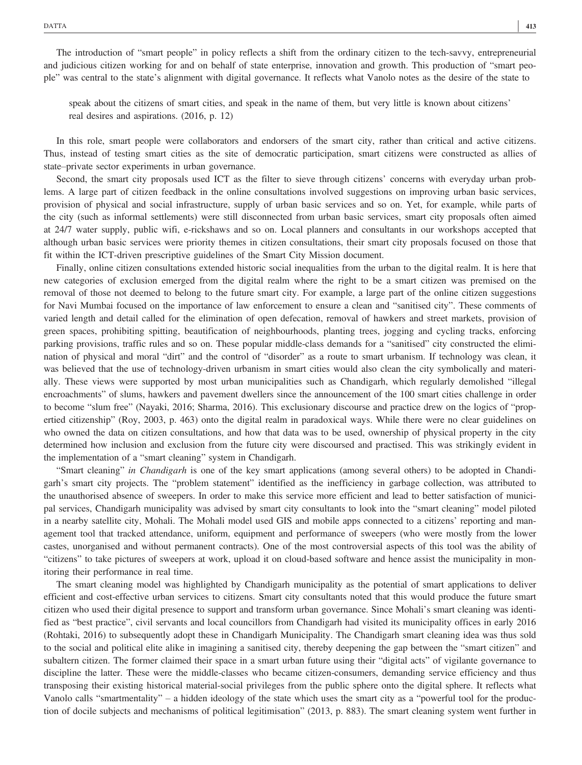The introduction of "smart people" in policy reflects a shift from the ordinary citizen to the tech-savvy, entrepreneurial and judicious citizen working for and on behalf of state enterprise, innovation and growth. This production of "smart people" was central to the state's alignment with digital governance. It reflects what Vanolo notes as the desire of the state to

> speak about the citizens of smart cities, and speak in the name of them, but very little is known about citizens' real desires and aspirations. (2016, p. 12)

In this role, smart people were collaborators and endorsers of the smart city, rather than critical and active citizens. Thus, instead of testing smart cities as the site of democratic participation, smart citizens were constructed as allies of state–private sector experiments in urban governance.

Second, the smart city proposals used ICT as the filter to sieve through citizens' concerns with everyday urban problems. A large part of citizen feedback in the online consultations involved suggestions on improving urban basic services, provision of physical and social infrastructure, supply of urban basic services and so on. Yet, for example, while parts of the city (such as informal settlements) were still disconnected from urban basic services, smart city proposals often aimed at 24/7 water supply, public wifi, e-rickshaws and so on. Local planners and consultants in our workshops accepted that although urban basic services were priority themes in citizen consultations, their smart city proposals focused on those that fit within the ICT-driven prescriptive guidelines of the Smart City Mission document.

Finally, online citizen consultations extended historic social inequalities from the urban to the digital realm. It is here that new categories of exclusion emerged from the digital realm where the right to be a smart citizen was premised on the removal of those not deemed to belong to the future smart city. For example, a large part of the online citizen suggestions for Navi Mumbai focused on the importance of law enforcement to ensure a clean and "sanitised city". These comments of varied length and detail called for the elimination of open defecation, removal of hawkers and street markets, provision of green spaces, prohibiting spitting, beautification of neighbourhoods, planting trees, jogging and cycling tracks, enforcing parking provisions, traffic rules and so on. These popular middle-class demands for a "sanitised" city constructed the elimination of physical and moral "dirt" and the control of "disorder" as a route to smart urbanism. If technology was clean, it was believed that the use of technology-driven urbanism in smart cities would also clean the city symbolically and materially. These views were supported by most urban municipalities such as Chandigarh, which regularly demolished "illegal encroachments" of slums, hawkers and pavement dwellers since the announcement of the 100 smart cities challenge in order to become "slum free" (Nayaki, 2016; Sharma, 2016). This exclusionary discourse and practice drew on the logics of "propertied citizenship" (Roy, 2003, p. 463) onto the digital realm in paradoxical ways. While there were no clear guidelines on who owned the data on citizen consultations, and how that data was to be used, ownership of physical property in the city determined how inclusion and exclusion from the future city were discoursed and practised. This was strikingly evident in the implementation of a "smart cleaning" system in Chandigarh.

"Smart cleaning" *in Chandigarh* is one of the key smart applications (among several others) to be adopted in Chandigarh's smart city projects. The "problem statement" identified as the inefficiency in garbage collection, was attributed to the unauthorised absence of sweepers. In order to make this service more efficient and lead to better satisfaction of municipal services, Chandigarh municipality was advised by smart city consultants to look into the "smart cleaning" model piloted in a nearby satellite city, Mohali. The Mohali model used GIS and mobile apps connected to a citizens' reporting and management tool that tracked attendance, uniform, equipment and performance of sweepers (who were mostly from the lower castes, unorganised and without permanent contracts). One of the most controversial aspects of this tool was the ability of "citizens" to take pictures of sweepers at work, upload it on cloud-based software and hence assist the municipality in monitoring their performance in real time.

The smart cleaning model was highlighted by Chandigarh municipality as the potential of smart applications to deliver efficient and cost-effective urban services to citizens. Smart city consultants noted that this would produce the future smart citizen who used their digital presence to support and transform urban governance. Since Mohali's smart cleaning was identified as "best practice", civil servants and local councillors from Chandigarh had visited its municipality offices in early 2016 (Rohtaki, 2016) to subsequently adopt these in Chandigarh Municipality. The Chandigarh smart cleaning idea was thus sold to the social and political elite alike in imagining a sanitised city, thereby deepening the gap between the "smart citizen" and subaltern citizen. The former claimed their space in a smart urban future using their "digital acts" of vigilante governance to discipline the latter. These were the middle-classes who became citizen-consumers, demanding service efficiency and thus transposing their existing historical material-social privileges from the public sphere onto the digital sphere. It reflects what Vanolo calls "smartmentality" – a hidden ideology of the state which uses the smart city as a "powerful tool for the production of docile subjects and mechanisms of political legitimisation" (2013, p. 883). The smart cleaning system went further in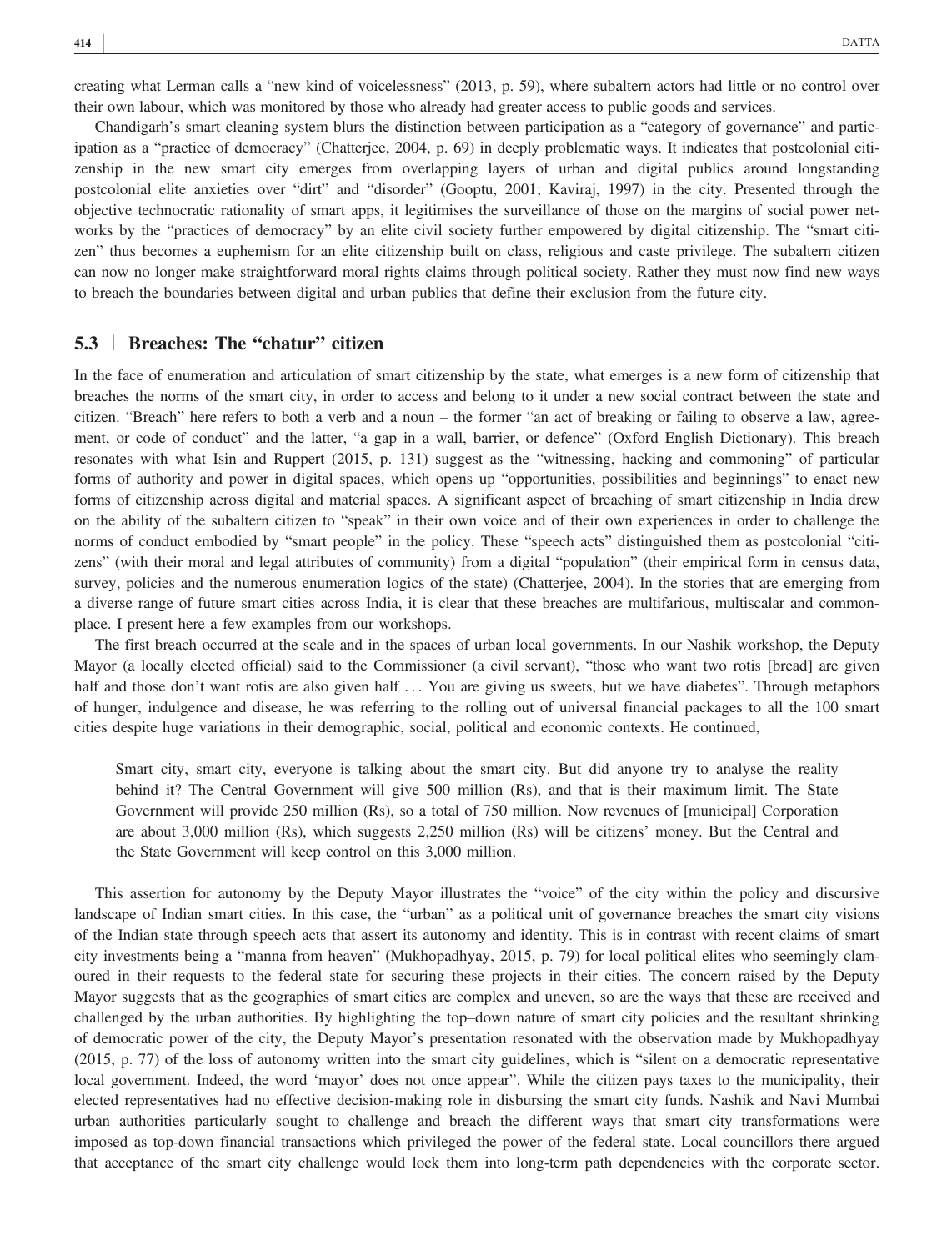creating what Lerman calls a "new kind of voicelessness" (2013, p. 59), where subaltern actors had little or no control over their own labour, which was monitored by those who already had greater access to public goods and services.

Chandigarh's smart cleaning system blurs the distinction between participation as a "category of governance" and participation as a "practice of democracy" (Chatterjee, 2004, p. 69) in deeply problematic ways. It indicates that postcolonial citizenship in the new smart city emerges from overlapping layers of urban and digital publics around longstanding postcolonial elite anxieties over "dirt" and "disorder" (Gooptu, 2001; Kaviraj, 1997) in the city. Presented through the objective technocratic rationality of smart apps, it legitimises the surveillance of those on the margins of social power networks by the "practices of democracy" by an elite civil society further empowered by digital citizenship. The "smart citizen" thus becomes a euphemism for an elite citizenship built on class, religious and caste privilege. The subaltern citizen can now no longer make straightforward moral rights claims through political society. Rather they must now find new ways to breach the boundaries between digital and urban publics that define their exclusion from the future city.

### 5.3 | Breaches: The "chatur" citizen

In the face of enumeration and articulation of smart citizenship by the state, what emerges is a new form of citizenship that breaches the norms of the smart city, in order to access and belong to it under a new social contract between the state and citizen. "Breach" here refers to both a verb and a noun – the former "an act of breaking or failing to observe a law, agreement, or code of conduct" and the latter, "a gap in a wall, barrier, or defence" (Oxford English Dictionary). This breach resonates with what Isin and Ruppert (2015, p. 131) suggest as the "witnessing, hacking and commoning" of particular forms of authority and power in digital spaces, which opens up "opportunities, possibilities and beginnings" to enact new forms of citizenship across digital and material spaces. A significant aspect of breaching of smart citizenship in India drew on the ability of the subaltern citizen to "speak" in their own voice and of their own experiences in order to challenge the norms of conduct embodied by "smart people" in the policy. These "speech acts" distinguished them as postcolonial "citizens" (with their moral and legal attributes of community) from a digital "population" (their empirical form in census data, survey, policies and the numerous enumeration logics of the state) (Chatterjee, 2004). In the stories that are emerging from a diverse range of future smart cities across India, it is clear that these breaches are multifarious, multiscalar and commonplace. I present here a few examples from our workshops.

The first breach occurred at the scale and in the spaces of urban local governments. In our Nashik workshop, the Deputy Mayor (a locally elected official) said to the Commissioner (a civil servant), "those who want two rotis [bread] are given half and those don't want rotis are also given half … You are giving us sweets, but we have diabetes". Through metaphors of hunger, indulgence and disease, he was referring to the rolling out of universal financial packages to all the 100 smart cities despite huge variations in their demographic, social, political and economic contexts. He continued,

> Smart city, smart city, everyone is talking about the smart city. But did anyone try to analyse the reality behind it? The Central Government will give 500 million (Rs), and that is their maximum limit. The State Government will provide 250 million (Rs), so a total of 750 million. Now revenues of [municipal] Corporation are about 3,000 million (Rs), which suggests 2,250 million (Rs) will be citizens' money. But the Central and the State Government will keep control on this 3,000 million.

This assertion for autonomy by the Deputy Mayor illustrates the "voice" of the city within the policy and discursive landscape of Indian smart cities. In this case, the "urban" as a political unit of governance breaches the smart city visions of the Indian state through speech acts that assert its autonomy and identity. This is in contrast with recent claims of smart city investments being a "manna from heaven" (Mukhopadhyay, 2015, p. 79) for local political elites who seemingly clamoured in their requests to the federal state for securing these projects in their cities. The concern raised by the Deputy Mayor suggests that as the geographies of smart cities are complex and uneven, so are the ways that these are received and challenged by the urban authorities. By highlighting the top–down nature of smart city policies and the resultant shrinking of democratic power of the city, the Deputy Mayor's presentation resonated with the observation made by Mukhopadhyay (2015, p. 77) of the loss of autonomy written into the smart city guidelines, which is "silent on a democratic representative local government. Indeed, the word 'mayor' does not once appear". While the citizen pays taxes to the municipality, their elected representatives had no effective decision-making role in disbursing the smart city funds. Nashik and Navi Mumbai urban authorities particularly sought to challenge and breach the different ways that smart city transformations were imposed as top-down financial transactions which privileged the power of the federal state. Local councillors there argued that acceptance of the smart city challenge would lock them into long-term path dependencies with the corporate sector.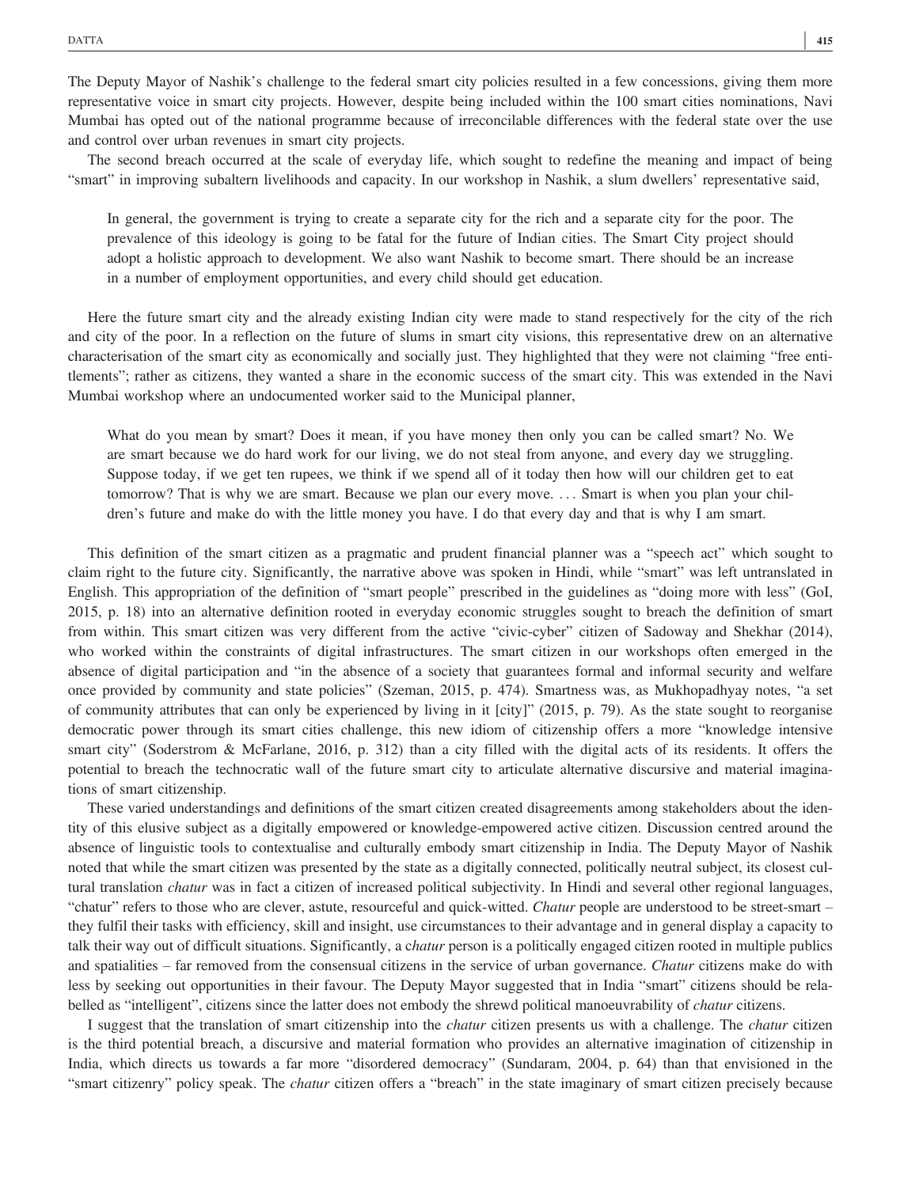The Deputy Mayor of Nashik's challenge to the federal smart city policies resulted in a few concessions, giving them more representative voice in smart city projects. However, despite being included within the 100 smart cities nominations, Navi Mumbai has opted out of the national programme because of irreconcilable differences with the federal state over the use and control over urban revenues in smart city projects.

The second breach occurred at the scale of everyday life, which sought to redefine the meaning and impact of being "smart" in improving subaltern livelihoods and capacity. In our workshop in Nashik, a slum dwellers' representative said,

> In general, the government is trying to create a separate city for the rich and a separate city for the poor. The prevalence of this ideology is going to be fatal for the future of Indian cities. The Smart City project should adopt a holistic approach to development. We also want Nashik to become smart. There should be an increase in a number of employment opportunities, and every child should get education.

Here the future smart city and the already existing Indian city were made to stand respectively for the city of the rich and city of the poor. In a reflection on the future of slums in smart city visions, this representative drew on an alternative characterisation of the smart city as economically and socially just. They highlighted that they were not claiming "free entitlements"; rather as citizens, they wanted a share in the economic success of the smart city. This was extended in the Navi Mumbai workshop where an undocumented worker said to the Municipal planner,

> What do you mean by smart? Does it mean, if you have money then only you can be called smart? No. We are smart because we do hard work for our living, we do not steal from anyone, and every day we struggling. Suppose today, if we get ten rupees, we think if we spend all of it today then how will our children get to eat tomorrow? That is why we are smart. Because we plan our every move. … Smart is when you plan your children's future and make do with the little money you have. I do that every day and that is why I am smart.

This definition of the smart citizen as a pragmatic and prudent financial planner was a "speech act" which sought to claim right to the future city. Significantly, the narrative above was spoken in Hindi, while "smart" was left untranslated in English. This appropriation of the definition of "smart people" prescribed in the guidelines as "doing more with less" (GoI, 2015, p. 18) into an alternative definition rooted in everyday economic struggles sought to breach the definition of smart from within. This smart citizen was very different from the active "civic-cyber" citizen of Sadoway and Shekhar (2014), who worked within the constraints of digital infrastructures. The smart citizen in our workshops often emerged in the absence of digital participation and "in the absence of a society that guarantees formal and informal security and welfare once provided by community and state policies" (Szeman, 2015, p. 474). Smartness was, as Mukhopadhyay notes, "a set of community attributes that can only be experienced by living in it [city]" (2015, p. 79). As the state sought to reorganise democratic power through its smart cities challenge, this new idiom of citizenship offers a more "knowledge intensive smart city" (Soderstrom & McFarlane, 2016, p. 312) than a city filled with the digital acts of its residents. It offers the potential to breach the technocratic wall of the future smart city to articulate alternative discursive and material imaginations of smart citizenship.

These varied understandings and definitions of the smart citizen created disagreements among stakeholders about the identity of this elusive subject as a digitally empowered or knowledge-empowered active citizen. Discussion centred around the absence of linguistic tools to contextualise and culturally embody smart citizenship in India. The Deputy Mayor of Nashik noted that while the smart citizen was presented by the state as a digitally connected, politically neutral subject, its closest cultural translation *chatur* was in fact a citizen of increased political subjectivity. In Hindi and several other regional languages, "chatur" refers to those who are clever, astute, resourceful and quick-witted. *Chatur* people are understood to be street-smart – they fulfil their tasks with efficiency, skill and insight, use circumstances to their advantage and in general display a capacity to talk their way out of difficult situations. Significantly, a *chatur* person is a politically engaged citizen rooted in multiple publics and spatialities – far removed from the consensual citizens in the service of urban governance. *Chatur* citizens make do with less by seeking out opportunities in their favour. The Deputy Mayor suggested that in India "smart" citizens should be relabelled as "intelligent", citizens since the latter does not embody the shrewd political manoeuvrability of *chatur* citizens.

I suggest that the translation of smart citizenship into the *chatur* citizen presents us with a challenge. The *chatur* citizen is the third potential breach, a discursive and material formation who provides an alternative imagination of citizenship in India, which directs us towards a far more "disordered democracy" (Sundaram, 2004, p. 64) than that envisioned in the "smart citizenry" policy speak. The *chatur* citizen offers a "breach" in the state imaginary of smart citizen precisely because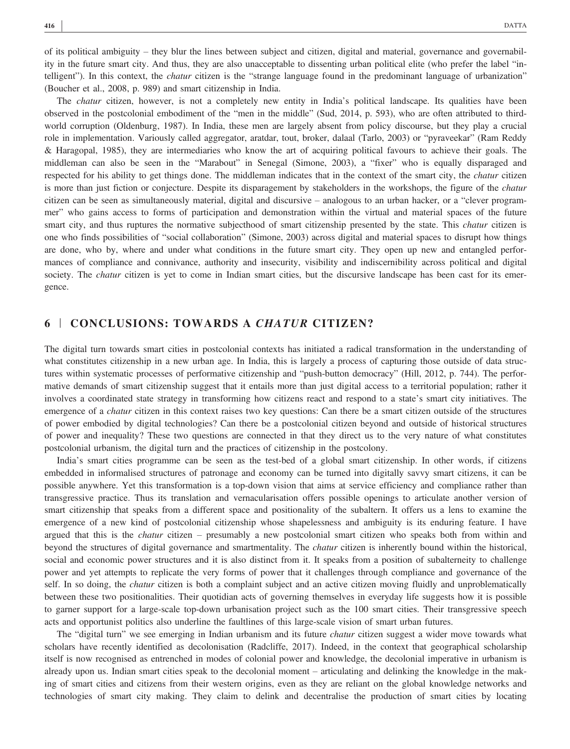of its political ambiguity – they blur the lines between subject and citizen, digital and material, governance and governability in the future smart city. And thus, they are also unacceptable to dissenting urban political elite (who prefer the label "intelligent"). In this context, the *chatur* citizen is the "strange language found in the predominant language of urbanization" (Boucher et al., 2008, p. 989) and smart citizenship in India.

The *chatur* citizen, however, is not a completely new entity in India's political landscape. Its qualities have been observed in the postcolonial embodiment of the "men in the middle" (Sud, 2014, p. 593), who are often attributed to third-world corruption (Oldenburg, 1987). In India, these men are largely absent from policy discourse, but they play a crucial role in implementation. Variously called aggregator, aratdar, tout, broker, dalaal (Tarlo, 2003) or "pyraveekar" (Ram Reddy & Haragopal, 1985), they are intermediaries who know the art of acquiring political favours to achieve their goals. The middleman can also be seen in the "Marabout" in Senegal (Simone, 2003), a "fixer" who is equally disparaged and respected for his ability to get things done. The middleman indicates that in the context of the smart city, the *chatur* citizen is more than just fiction or conjecture. Despite its disparagement by stakeholders in the workshops, the figure of the *chatur* citizen can be seen as simultaneously material, digital and discursive – analogous to an urban hacker, or a "clever programmer" who gains access to forms of participation and demonstration within the virtual and material spaces of the future smart city, and thus ruptures the normative subjecthood of smart citizenship presented by the state. This *chatur* citizen is one who finds possibilities of "social collaboration" (Simone, 2003) across digital and material spaces to disrupt how things are done, who by, where and under what conditions in the future smart city. They open up new and entangled performances of compliance and connivance, authority and insecurity, visibility and indiscernibility across political and digital society. The *chatur* citizen is yet to come in Indian smart cities, but the discursive landscape has been cast for its emergence.

## 6 | CONCLUSIONS: TOWARDS A *CHATUR* CITIZEN?

The digital turn towards smart cities in postcolonial contexts has initiated a radical transformation in the understanding of what constitutes citizenship in a new urban age. In India, this is largely a process of capturing those outside of data structures within systematic processes of performative citizenship and "push-button democracy" (Hill, 2012, p. 744). The performative demands of smart citizenship suggest that it entails more than just digital access to a territorial population; rather it involves a coordinated state strategy in transforming how citizens react and respond to a state's smart city initiatives. The emergence of a *chatur* citizen in this context raises two key questions: Can there be a smart citizen outside of the structures of power embodied by digital technologies? Can there be a postcolonial citizen beyond and outside of historical structures of power and inequality? These two questions are connected in that they direct us to the very nature of what constitutes postcolonial urbanism, the digital turn and the practices of citizenship in the postcolony.

India's smart cities programme can be seen as the test-bed of a global smart citizenship. In other words, if citizens embedded in informalised structures of patronage and economy can be turned into digitally savvy smart citizens, it can be possible anywhere. Yet this transformation is a top-down vision that aims at service efficiency and compliance rather than transgressive practice. Thus its translation and vernacularisation offers possible openings to articulate another version of smart citizenship that speaks from a different space and positionality of the subaltern. It offers us a lens to examine the emergence of a new kind of postcolonial citizenship whose shapelessness and ambiguity is its enduring feature. I have argued that this is the *chatur* citizen – presumably a new postcolonial smart citizen who speaks both from within and beyond the structures of digital governance and smartmentality. The *chatur* citizen is inherently bound within the historical, social and economic power structures and it is also distinct from it. It speaks from a position of subalterneity to challenge power and yet attempts to replicate the very forms of power that it challenges through compliance and governance of the self. In so doing, the *chatur* citizen is both a complaint subject and an active citizen moving fluidly and unproblematically between these two positionalities. Their quotidian acts of governing themselves in everyday life suggests how it is possible to garner support for a large-scale top-down urbanisation project such as the 100 smart cities. Their transgressive speech acts and opportunist politics also underline the faultlines of this large-scale vision of smart urban futures.

The "digital turn" we see emerging in Indian urbanism and its future *chatur* citizen suggest a wider move towards what scholars have recently identified as decolonisation (Radcliffe, 2017). Indeed, in the context that geographical scholarship itself is now recognised as entrenched in modes of colonial power and knowledge, the decolonial imperative in urbanism is already upon us. Indian smart cities speak to the decolonial moment – articulating and delinking the knowledge in the making of smart cities and citizens from their western origins, even as they are reliant on the global knowledge networks and technologies of smart city making. They claim to delink and decentralise the production of smart cities by locating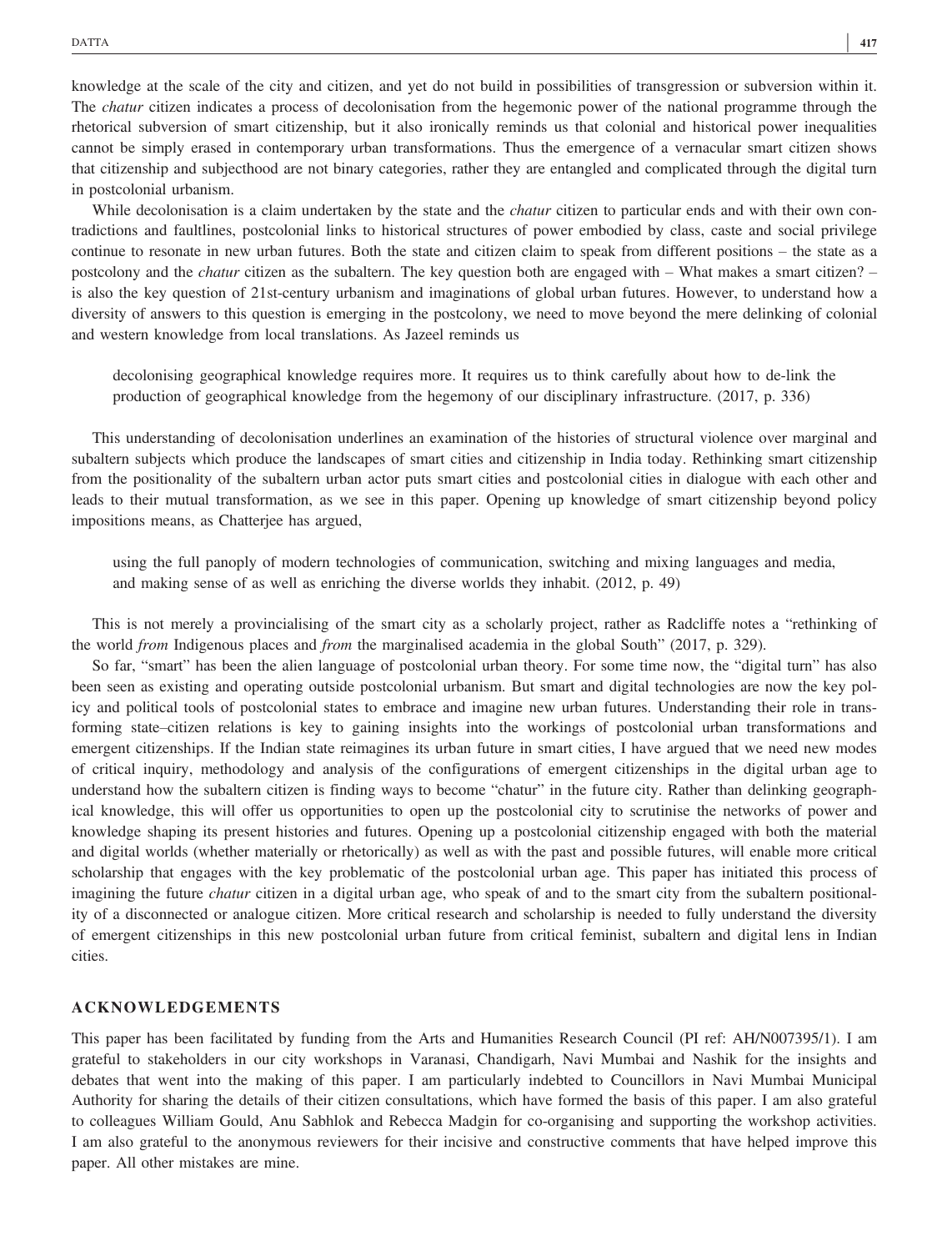knowledge at the scale of the city and citizen, and yet do not build in possibilities of transgression or subversion within it. The *chatur* citizen indicates a process of decolonisation from the hegemonic power of the national programme through the rhetorical subversion of smart citizenship, but it also ironically reminds us that colonial and historical power inequalities cannot be simply erased in contemporary urban transformations. Thus the emergence of a vernacular smart citizen shows that citizenship and subjecthood are not binary categories, rather they are entangled and complicated through the digital turn in postcolonial urbanism.

While decolonisation is a claim undertaken by the state and the *chatur* citizen to particular ends and with their own contradictions and faultlines, postcolonial links to historical structures of power embodied by class, caste and social privilege continue to resonate in new urban futures. Both the state and citizen claim to speak from different positions – the state as a postcolony and the *chatur* citizen as the subaltern. The key question both are engaged with – What makes a smart citizen? – is also the key question of 21st-century urbanism and imaginations of global urban futures. However, to understand how a diversity of answers to this question is emerging in the postcolony, we need to move beyond the mere delinking of colonial and western knowledge from local translations. As Jazeel reminds us

> decolonising geographical knowledge requires more. It requires us to think carefully about how to de-link the production of geographical knowledge from the hegemony of our disciplinary infrastructure. (2017, p. 336)

This understanding of decolonisation underlines an examination of the histories of structural violence over marginal and subaltern subjects which produce the landscapes of smart cities and citizenship in India today. Rethinking smart citizenship from the positionality of the subaltern urban actor puts smart cities and postcolonial cities in dialogue with each other and leads to their mutual transformation, as we see in this paper. Opening up knowledge of smart citizenship beyond policy impositions means, as Chatterjee has argued,

> using the full panoply of modern technologies of communication, switching and mixing languages and media, and making sense of as well as enriching the diverse worlds they inhabit. (2012, p. 49)

This is not merely a provincialising of the smart city as a scholarly project, rather as Radcliffe notes a "rethinking of the world *from* Indigenous places and *from* the marginalised academia in the global South" (2017, p. 329).

So far, "smart" has been the alien language of postcolonial urban theory. For some time now, the "digital turn" has also been seen as existing and operating outside postcolonial urbanism. But smart and digital technologies are now the key policy and political tools of postcolonial states to embrace and imagine new urban futures. Understanding their role in transforming state–citizen relations is key to gaining insights into the workings of postcolonial urban transformations and emergent citizenships. If the Indian state reimagines its urban future in smart cities, I have argued that we need new modes of critical inquiry, methodology and analysis of the configurations of emergent citizenships in the digital urban age to understand how the subaltern citizen is finding ways to become "chatur" in the future city. Rather than delinking geographical knowledge, this will offer us opportunities to open up the postcolonial city to scrutinise the networks of power and knowledge shaping its present histories and futures. Opening up a postcolonial citizenship engaged with both the material and digital worlds (whether materially or rhetorically) as well as with the past and possible futures, will enable more critical scholarship that engages with the key problematic of the postcolonial urban age. This paper has initiated this process of imagining the future *chatur* citizen in a digital urban age, who speak of and to the smart city from the subaltern positionality of a disconnected or analogue citizen. More critical research and scholarship is needed to fully understand the diversity of emergent citizenships in this new postcolonial urban future from critical feminist, subaltern and digital lens in Indian cities.

## ACKNOWLEDGEMENTS

This paper has been facilitated by funding from the Arts and Humanities Research Council (PI ref: AH/N007395/1). I am grateful to stakeholders in our city workshops in Varanasi, Chandigarh, Navi Mumbai and Nashik for the insights and debates that went into the making of this paper. I am particularly indebted to Councillors in Navi Mumbai Municipal Authority for sharing the details of their citizen consultations, which have formed the basis of this paper. I am also grateful to colleagues William Gould, Anu Sabhlok and Rebecca Madgin for co-organising and supporting the workshop activities. I am also grateful to the anonymous reviewers for their incisive and constructive comments that have helped improve this paper. All other mistakes are mine.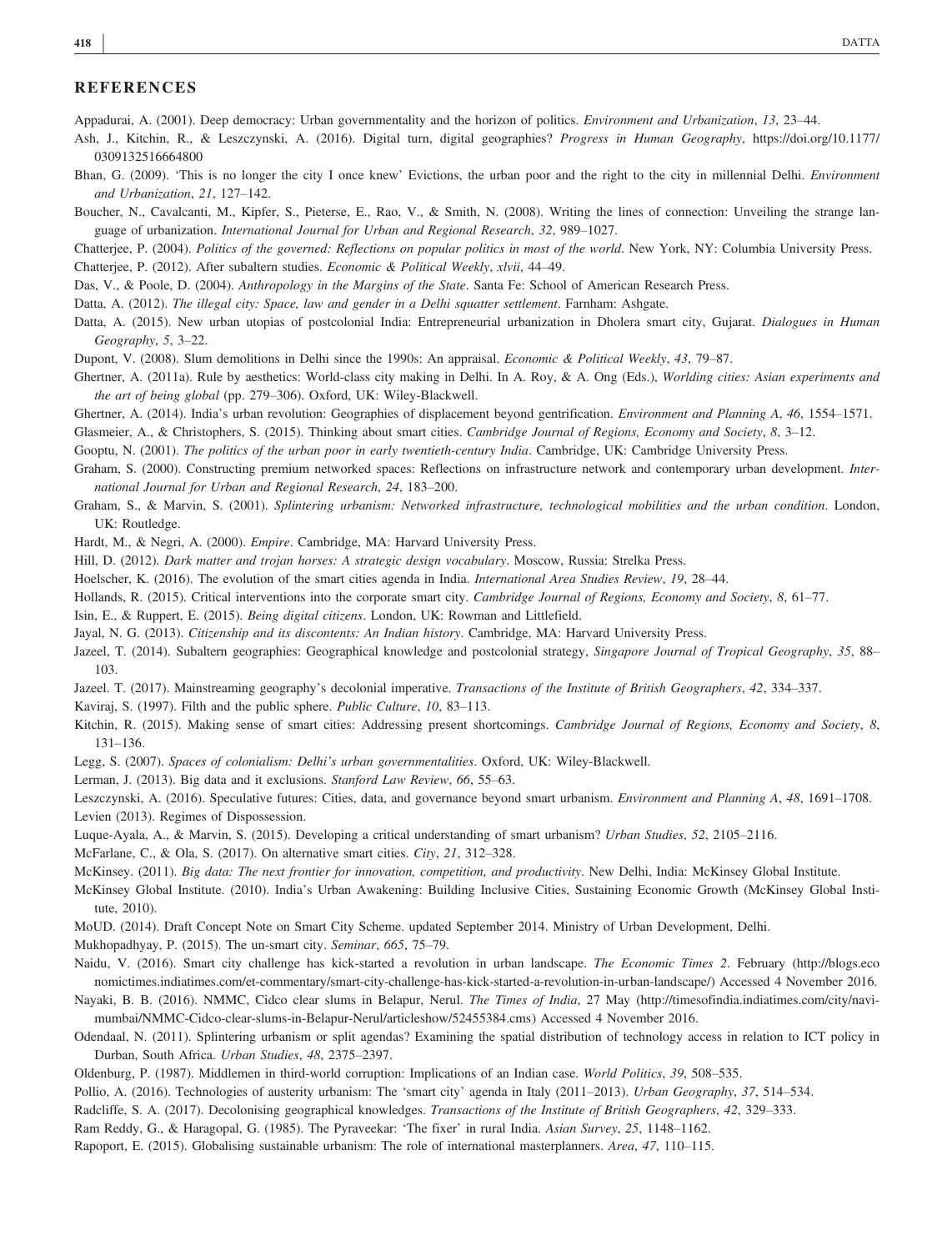## REFERENCES

Appadurai, A. (2001). Deep democracy: Urban governmentality and the horizon of politics. *Environment and Urbanization*, *13*, 23–44.

Ash, J., Kitchin, R., & Leszczynski, A. (2016). Digital turn, digital geographies? *Progress in Human Geography*, https://doi.org/10.1177/0309132516664800

Bhan, G. (2009). 'This is no longer the city I once knew' Evictions, the urban poor and the right to the city in millennial Delhi. *Environment and Urbanization*, *21*, 127–142.

Boucher, N., Cavalcanti, M., Kipfer, S., Pieterse, E., Rao, V., & Smith, N. (2008). Writing the lines of connection: Unveiling the strange language of urbanization. *International Journal for Urban and Regional Research*, *32*, 989–1027.

Chatterjee, P. (2004). *Politics of the governed: Reflections on popular politics in most of the world*. New York, NY: Columbia University Press.

Chatterjee, P. (2012). After subaltern studies. *Economic & Political Weekly*, *xlvii*, 44–49.

Das, V., & Poole, D. (2004). *Anthropology in the Margins of the State*. Santa Fe: School of American Research Press.

Datta, A. (2012). *The illegal city: Space, law and gender in a Delhi squatter settlement*. Farnham: Ashgate.

Datta, A. (2015). New urban utopias of postcolonial India: Entrepreneurial urbanization in Dholera smart city, Gujarat. *Dialogues in Human Geography*, *5*, 3–22.

Dupont, V. (2008). Slum demolitions in Delhi since the 1990s: An appraisal. *Economic & Political Weekly*, *43*, 79–87.

Ghertner, A. (2011a). Rule by aesthetics: World-class city making in Delhi. In A. Roy, & A. Ong (Eds.), *Worlding cities: Asian experiments and the art of being global* (pp. 279–306). Oxford, UK: Wiley-Blackwell.

Ghertner, A. (2014). India's urban revolution: Geographies of displacement beyond gentrification. *Environment and Planning A*, *46*, 1554–1571.

Glasmeier, A., & Christophers, S. (2015). Thinking about smart cities. *Cambridge Journal of Regions, Economy and Society*, *8*, 3–12.

Gooptu, N. (2001). *The politics of the urban poor in early twentieth-century India*. Cambridge, UK: Cambridge University Press.

Graham, S. (2000). Constructing premium networked spaces: Reflections on infrastructure network and contemporary urban development. *International Journal for Urban and Regional Research*, *24*, 183–200.

Graham, S., & Marvin, S. (2001). *Splintering urbanism: Networked infrastructure, technological mobilities and the urban condition*. London, UK: Routledge.

Hardt, M., & Negri, A. (2000). *Empire*. Cambridge, MA: Harvard University Press.

Hill, D. (2012). *Dark matter and trojan horses: A strategic design vocabulary*. Moscow, Russia: Strelka Press.

Hoelscher, K. (2016). The evolution of the smart cities agenda in India. *International Area Studies Review*, *19*, 28–44.

Hollands, R. (2015). Critical interventions into the corporate smart city. *Cambridge Journal of Regions, Economy and Society*, *8*, 61–77.

Isin, E., & Ruppert, E. (2015). *Being digital citizens*. London, UK: Rowman and Littlefield.

Jayal, N. G. (2013). *Citizenship and its discontents: An Indian history*. Cambridge, MA: Harvard University Press.

Jazeel, T. (2014). Subaltern geographies: Geographical knowledge and postcolonial strategy, *Singapore Journal of Tropical Geography*, *35*, 88–103.

Jazeel. T. (2017). Mainstreaming geography's decolonial imperative. *Transactions of the Institute of British Geographers*, *42*, 334–337.

Kaviraj, S. (1997). Filth and the public sphere. *Public Culture*, *10*, 83–113.

Kitchin, R. (2015). Making sense of smart cities: Addressing present shortcomings. *Cambridge Journal of Regions, Economy and Society*, *8*, 131–136.

Legg, S. (2007). *Spaces of colonialism: Delhi's urban governmentalities*. Oxford, UK: Wiley-Blackwell.

Lerman, J. (2013). Big data and it exclusions. *Stanford Law Review*, *66*, 55–63.

Leszczynski, A. (2016). Speculative futures: Cities, data, and governance beyond smart urbanism. *Environment and Planning A*, *48*, 1691–1708.

Levien (2013). Regimes of Dispossession.

Luque-Ayala, A., & Marvin, S. (2015). Developing a critical understanding of smart urbanism? *Urban Studies*, *52*, 2105–2116.

McFarlane, C., & Ola, S. (2017). On alternative smart cities. *City*, *21*, 312–328.

McKinsey. (2011). *Big data: The next frontier for innovation, competition, and productivity*. New Delhi, India: McKinsey Global Institute.

McKinsey Global Institute. (2010). India's Urban Awakening: Building Inclusive Cities, Sustaining Economic Growth (McKinsey Global Institute, 2010).

MoUD. (2014). Draft Concept Note on Smart City Scheme. updated September 2014. Ministry of Urban Development, Delhi.

Mukhopadhyay, P. (2015). The un-smart city. *Seminar*, *665*, 75–79.

Naidu, V. (2016). Smart city challenge has kick-started a revolution in urban landscape. *The Economic Times 2*. February (http://blogs.economictimes.indiatimes.com/et-commentary/smart-city-challenge-has-kick-started-a-revolution-in-urban-landscape/) Accessed 4 November 2016.

Nayaki, B. B. (2016). NMMC, Cidco clear slums in Belapur, Nerul. *The Times of India*, 27 May (http://timesofindia.indiatimes.com/city/navi-mumbai/NMMC-Cidco-clear-slums-in-Belapur-Nerul/articleshow/52455384.cms) Accessed 4 November 2016.

Odendaal, N. (2011). Splintering urbanism or split agendas? Examining the spatial distribution of technology access in relation to ICT policy in Durban, South Africa. *Urban Studies*, *48*, 2375–2397.

Oldenburg, P. (1987). Middlemen in third-world corruption: Implications of an Indian case. *World Politics*, *39*, 508–535.

Pollio, A. (2016). Technologies of austerity urbanism: The 'smart city' agenda in Italy (2011–2013). *Urban Geography*, *37*, 514–534.

Radcliffe, S. A. (2017). Decolonising geographical knowledges. *Transactions of the Institute of British Geographers*, *42*, 329–333.

Ram Reddy, G., & Haragopal, G. (1985). The Pyraveekar: 'The fixer' in rural India. *Asian Survey*, *25*, 1148–1162.

Rapoport, E. (2015). Globalising sustainable urbanism: The role of international masterplanners. *Area*, *47*, 110–115.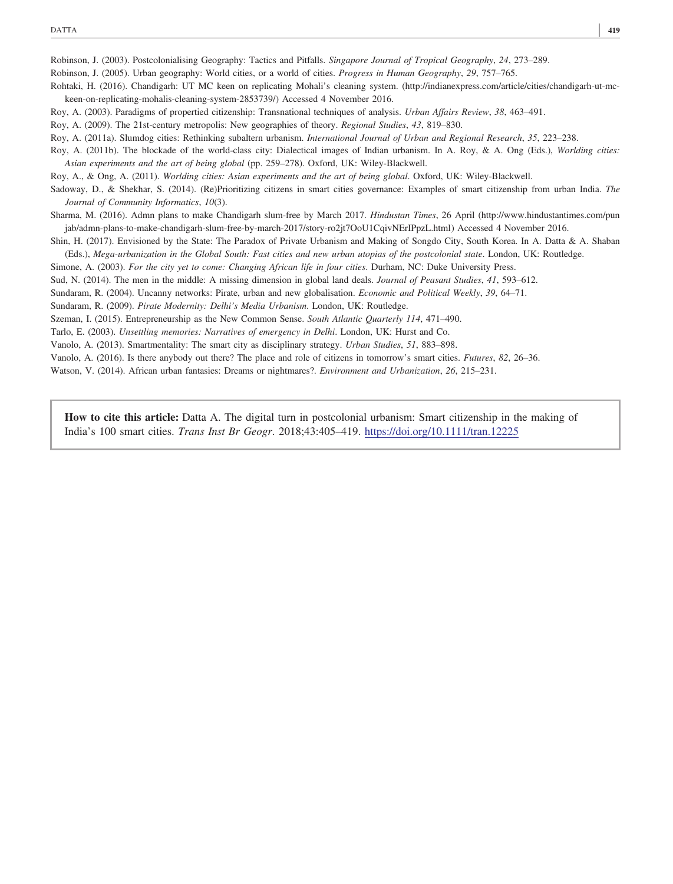Robinson, J. (2003). Postcolonialising Geography: Tactics and Pitfalls. *Singapore Journal of Tropical Geography*, *24*, 273–289.

Robinson, J. (2005). Urban geography: World cities, or a world of cities. *Progress in Human Geography*, *29*, 757–765.

Rohtaki, H. (2016). Chandigarh: UT MC keen on replicating Mohali's cleaning system. (http://indianexpress.com/article/cities/chandigarh-ut-mc-keen-on-replicating-mohalis-cleaning-system-2853739/) Accessed 4 November 2016.

Roy, A. (2003). Paradigms of propertied citizenship: Transnational techniques of analysis. *Urban Affairs Review*, *38*, 463–491.

Roy, A. (2009). The 21st-century metropolis: New geographies of theory. *Regional Studies*, *43*, 819–830.

Roy, A. (2011a). Slumdog cities: Rethinking subaltern urbanism. *International Journal of Urban and Regional Research*, *35*, 223–238.

Roy, A. (2011b). The blockade of the world-class city: Dialectical images of Indian urbanism. In A. Roy, & A. Ong (Eds.), *Worlding cities: Asian experiments and the art of being global* (pp. 259–278). Oxford, UK: Wiley-Blackwell.

Roy, A., & Ong, A. (2011). *Worlding cities: Asian experiments and the art of being global*. Oxford, UK: Wiley-Blackwell.

Sadoway, D., & Shekhar, S. (2014). (Re)Prioritizing citizens in smart cities governance: Examples of smart citizenship from urban India. *The Journal of Community Informatics*, *10*(3).

Sharma, M. (2016). Admn plans to make Chandigarh slum-free by March 2017. *Hindustan Times*, 26 April (http://www.hindustantimes.com/punjab/admn-plans-to-make-chandigarh-slum-free-by-march-2017/story-ro2jt7OoU1CqivNErIPpzL.html) Accessed 4 November 2016.

Shin, H. (2017). Envisioned by the State: The Paradox of Private Urbanism and Making of Songdo City, South Korea. In A. Datta & A. Shaban (Eds.), *Mega-urbanization in the Global South: Fast cities and new urban utopias of the postcolonial state*. London, UK: Routledge.

Simone, A. (2003). *For the city yet to come: Changing African life in four cities*. Durham, NC: Duke University Press.

Sud, N. (2014). The men in the middle: A missing dimension in global land deals. *Journal of Peasant Studies*, *41*, 593–612.

Sundaram, R. (2004). Uncanny networks: Pirate, urban and new globalisation. *Economic and Political Weekly*, *39*, 64–71.

Sundaram, R. (2009). *Pirate Modernity: Delhi's Media Urbanism*. London, UK: Routledge.

Szeman, I. (2015). Entrepreneurship as the New Common Sense. *South Atlantic Quarterly 114*, 471–490.

Tarlo, E. (2003). *Unsettling memories: Narratives of emergency in Delhi*. London, UK: Hurst and Co.

Vanolo, A. (2013). Smartmentality: The smart city as disciplinary strategy. *Urban Studies*, *51*, 883–898.

Vanolo, A. (2016). Is there anybody out there? The place and role of citizens in tomorrow's smart cities. *Futures*, *82*, 26–36.

Watson, V. (2014). African urban fantasies: Dreams or nightmares?. *Environment and Urbanization*, *26*, 215–231.

**How to cite this article:** Datta A. The digital turn in postcolonial urbanism: Smart citizenship in the making of India's 100 smart cities. *Trans Inst Br Geogr*. 2018;43:405–419. https://doi.org/10.1111/tran.12225